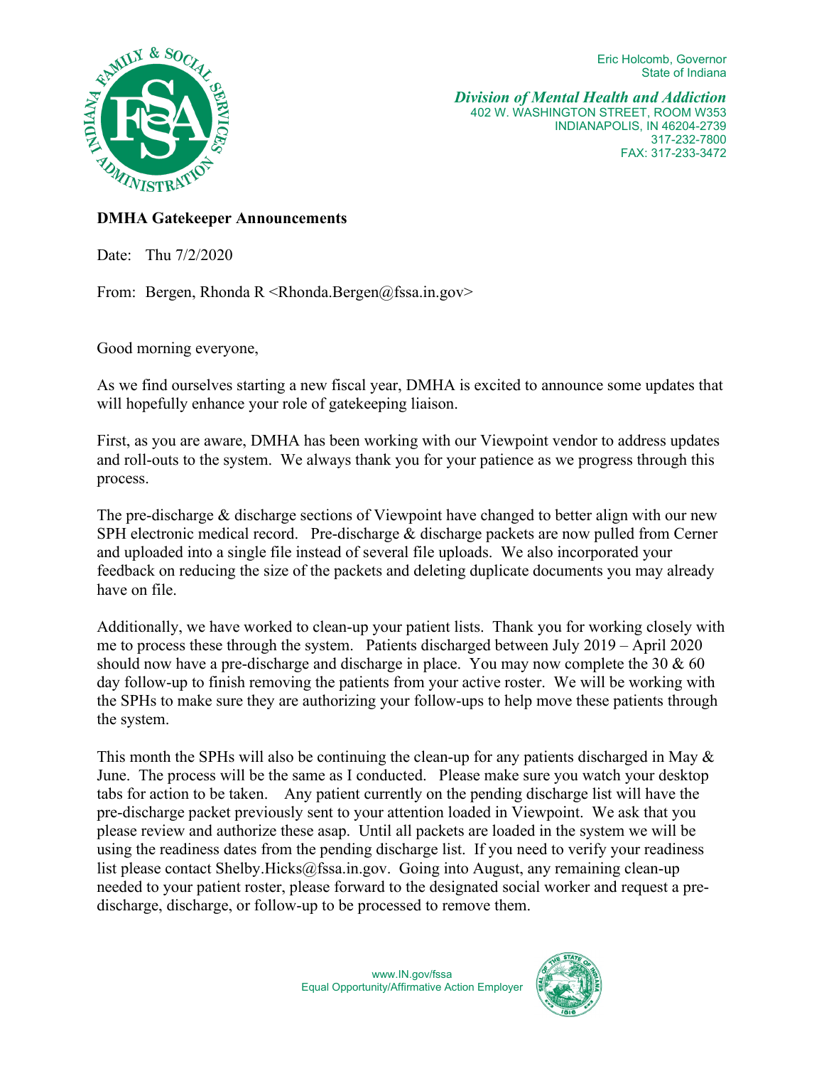Eric Holcomb, Governor
State of Indiana

***Division of Mental Health and Addiction***
402 W. WASHINGTON STREET, ROOM W353
INDIANAPOLIS, IN 46204-2739
317-232-7800
FAX: 317-233-3472

**DMHA Gatekeeper Announcements**

Date: Thu 7/2/2020

From: Bergen, Rhonda R <Rhonda.Bergen@fssa.in.gov>

Good morning everyone,

As we find ourselves starting a new fiscal year, DMHA is excited to announce some updates that will hopefully enhance your role of gatekeeping liaison.

First, as you are aware, DMHA has been working with our Viewpoint vendor to address updates and roll-outs to the system. We always thank you for your patience as we progress through this process.

The pre-discharge & discharge sections of Viewpoint have changed to better align with our new SPH electronic medical record. Pre-discharge & discharge packets are now pulled from Cerner and uploaded into a single file instead of several file uploads. We also incorporated your feedback on reducing the size of the packets and deleting duplicate documents you may already have on file.

Additionally, we have worked to clean-up your patient lists. Thank you for working closely with me to process these through the system. Patients discharged between July 2019 – April 2020 should now have a pre-discharge and discharge in place. You may now complete the 30 & 60 day follow-up to finish removing the patients from your active roster. We will be working with the SPHs to make sure they are authorizing your follow-ups to help move these patients through the system.

This month the SPHs will also be continuing the clean-up for any patients discharged in May & June. The process will be the same as I conducted. Please make sure you watch your desktop tabs for action to be taken. Any patient currently on the pending discharge list will have the pre-discharge packet previously sent to your attention loaded in Viewpoint. We ask that you please review and authorize these asap. Until all packets are loaded in the system we will be using the readiness dates from the pending discharge list. If you need to verify your readiness list please contact Shelby.Hicks@fssa.in.gov. Going into August, any remaining clean-up needed to your patient roster, please forward to the designated social worker and request a pre-discharge, discharge, or follow-up to be processed to remove them.

www.IN.gov/fssa
Equal Opportunity/Affirmative Action Employer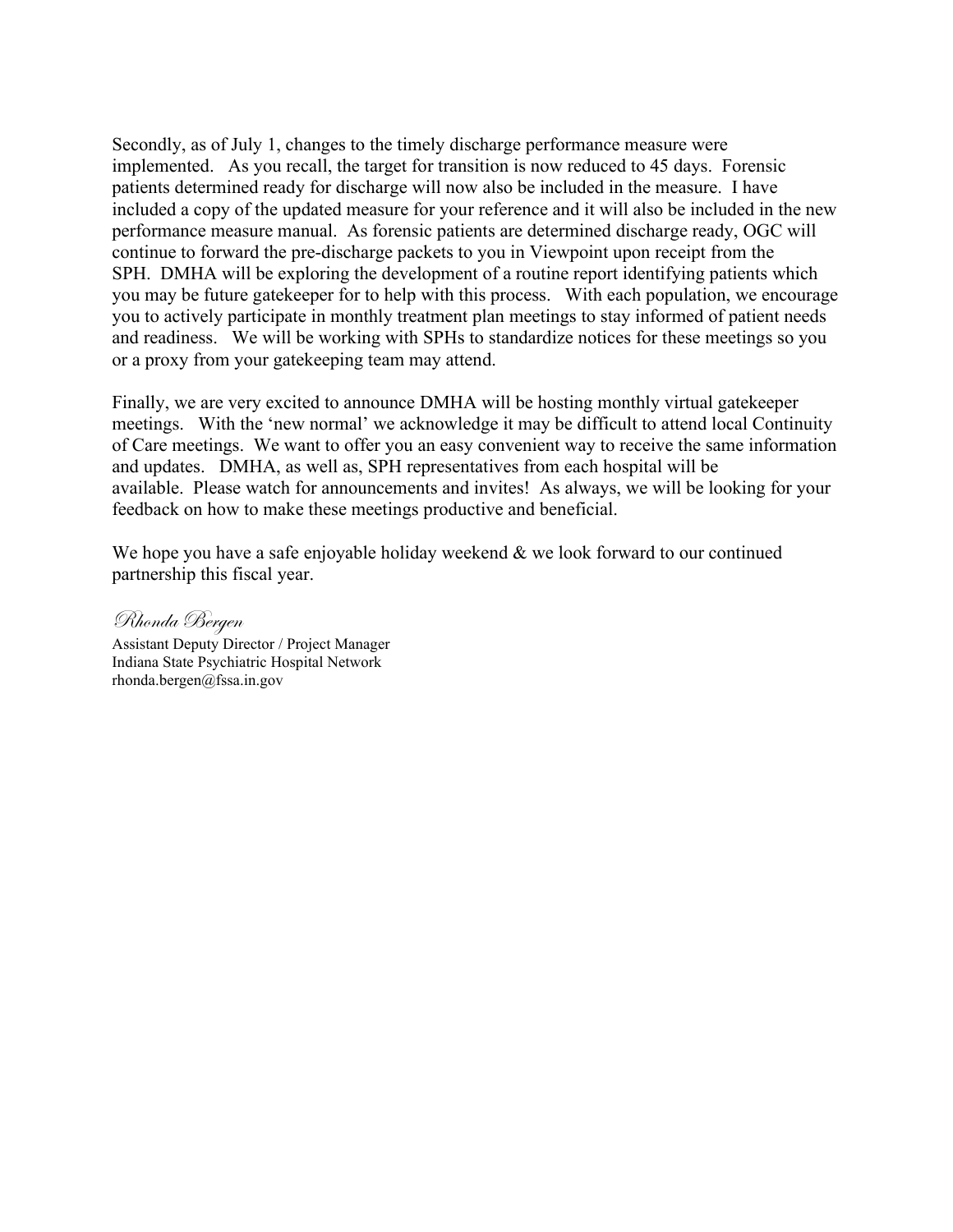Secondly, as of July 1, changes to the timely discharge performance measure were implemented. As you recall, the target for transition is now reduced to 45 days. Forensic patients determined ready for discharge will now also be included in the measure. I have included a copy of the updated measure for your reference and it will also be included in the new performance measure manual. As forensic patients are determined discharge ready, OGC will continue to forward the pre-discharge packets to you in Viewpoint upon receipt from the SPH. DMHA will be exploring the development of a routine report identifying patients which you may be future gatekeeper for to help with this process. With each population, we encourage you to actively participate in monthly treatment plan meetings to stay informed of patient needs and readiness. We will be working with SPHs to standardize notices for these meetings so you or a proxy from your gatekeeping team may attend.

Finally, we are very excited to announce DMHA will be hosting monthly virtual gatekeeper meetings. With the 'new normal' we acknowledge it may be difficult to attend local Continuity of Care meetings. We want to offer you an easy convenient way to receive the same information and updates. DMHA, as well as, SPH representatives from each hospital will be available. Please watch for announcements and invites! As always, we will be looking for your feedback on how to make these meetings productive and beneficial.

We hope you have a safe enjoyable holiday weekend & we look forward to our continued partnership this fiscal year.

*Rhonda Bergen*

Assistant Deputy Director / Project Manager
Indiana State Psychiatric Hospital Network
rhonda.bergen@fssa.in.gov